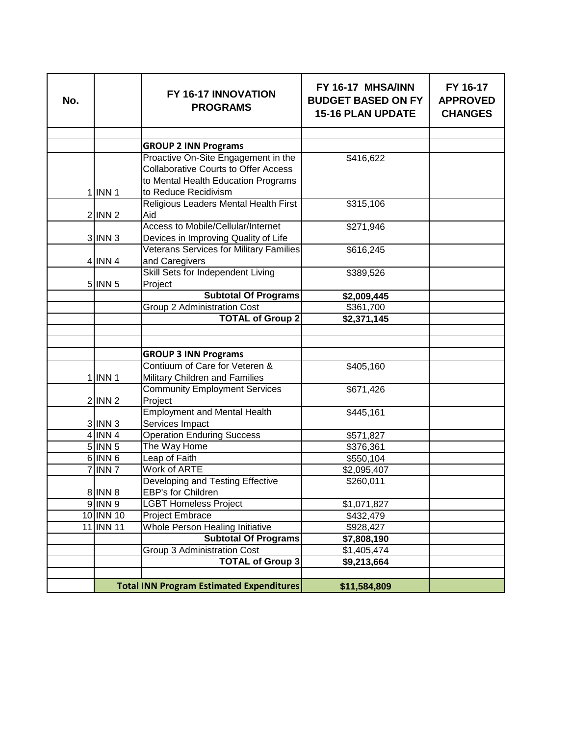| No. | | FY 16-17 INNOVATION PROGRAMS | FY 16-17 MHSA/INN BUDGET BASED ON FY 15-16 PLAN UPDATE | FY 16-17 APPROVED CHANGES |
|---|---|---|---|---|
| | | | | |
| | | **GROUP 2 INN Programs** | | |
| 1 | INN 1 | Proactive On-Site Engagement in the Collaborative Courts to Offer Access to Mental Health Education Programs to Reduce Recidivism | $416,622 | |
| 2 | INN 2 | Religious Leaders Mental Health First Aid | $315,106 | |
| 3 | INN 3 | Access to Mobile/Cellular/Internet Devices in Improving Quality of Life | $271,946 | |
| 4 | INN 4 | Veterans Services for Military Families and Caregivers | $616,245 | |
| 5 | INN 5 | Skill Sets for Independent Living Project | $389,526 | |
| | | **Subtotal Of Programs** | **$2,009,445** | |
| | | Group 2 Administration Cost | $361,700 | |
| | | **TOTAL of Group 2** | **$2,371,145** | |
| | | | | |
| | | | | |
| | | **GROUP 3 INN Programs** | | |
| 1 | INN 1 | Contiuum of Care for Veteren & Military Children and Families | $405,160 | |
| 2 | INN 2 | Community Employment Services Project | $671,426 | |
| 3 | INN 3 | Employment and Mental Health Services Impact | $445,161 | |
| 4 | INN 4 | Operation Enduring Success | $571,827 | |
| 5 | INN 5 | The Way Home | $376,361 | |
| 6 | INN 6 | Leap of Faith | $550,104 | |
| 7 | INN 7 | Work of ARTE | $2,095,407 | |
| 8 | INN 8 | Developing and Testing Effective EBP's for Children | $260,011 | |
| 9 | INN 9 | LGBT Homeless Project | $1,071,827 | |
| 10 | INN 10 | Project Embrace | $432,479 | |
| 11 | INN 11 | Whole Person Healing Initiative | $928,427 | |
| | | **Subtotal Of Programs** | **$7,808,190** | |
| | | Group 3 Administration Cost | $1,405,474 | |
| | | **TOTAL of Group 3** | **$9,213,664** | |
| | | | | |
| | **Total INN Program Estimated Expenditures** | | **$11,584,809** | |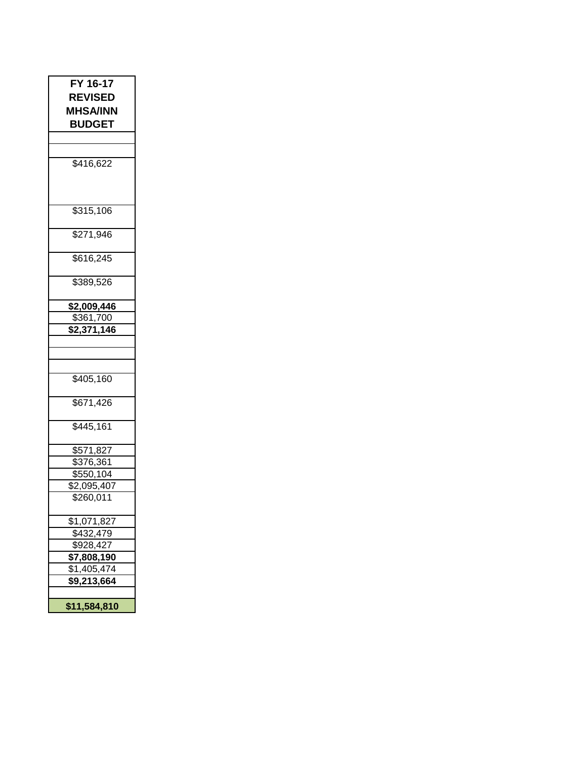| FY 16-17 REVISED MHSA/INN BUDGET |
| --- |
| |
| |
| $416,622 |
| $315,106 |
| $271,946 |
| $616,245 |
| $389,526 |
| **$2,009,446** |
| $361,700 |
| **$2,371,146** |
| |
| |
| |
| $405,160 |
| $671,426 |
| $445,161 |
| $571,827 |
| $376,361 |
| $550,104 |
| $2,095,407 |
| $260,011 |
| $1,071,827 |
| $432,479 |
| $928,427 |
| **$7,808,190** |
| $1,405,474 |
| **$9,213,664** |
| |
| **$11,584,810** |